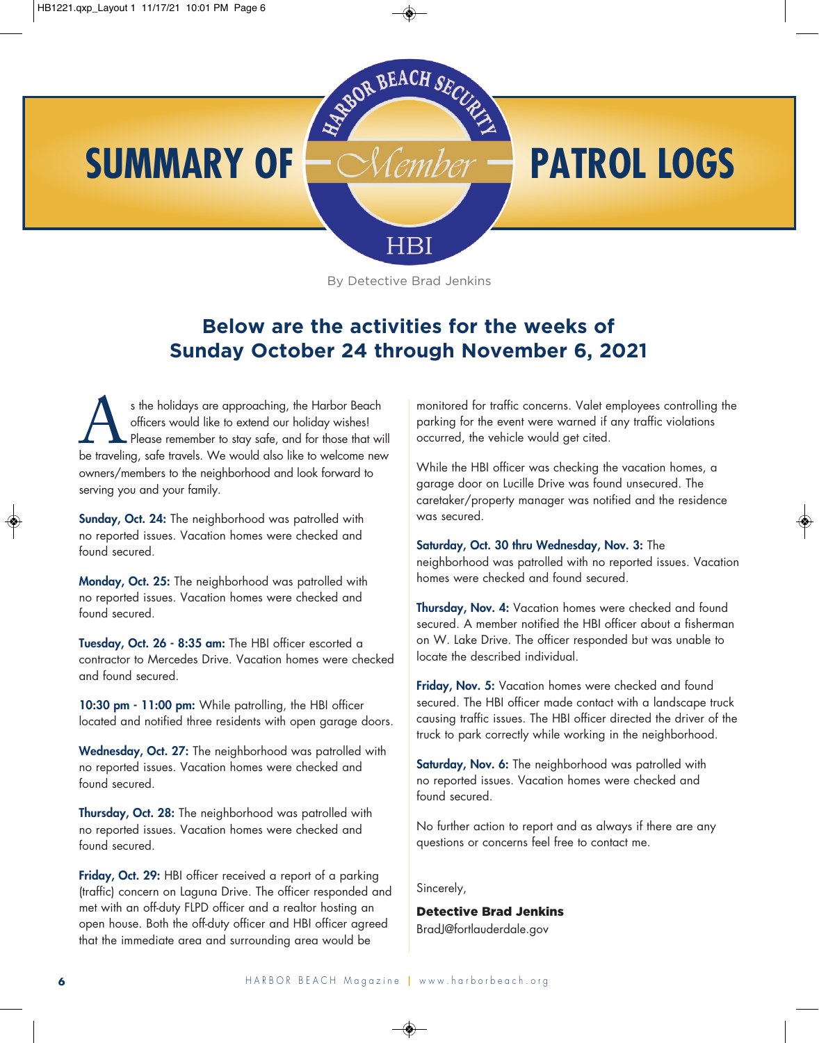# SUMMARY OF Member PATROL LOGS

HARBOR BEACH SECURITY — HBI

By Detective Brad Jenkins

## Below are the activities for the weeks of Sunday October 24 through November 6, 2021

As the holidays are approaching, the Harbor Beach officers would like to extend our holiday wishes! Please remember to stay safe, and for those that will be traveling, safe travels. We would also like to welcome new owners/members to the neighborhood and look forward to serving you and your family.

**Sunday, Oct. 24:** The neighborhood was patrolled with no reported issues. Vacation homes were checked and found secured.

**Monday, Oct. 25:** The neighborhood was patrolled with no reported issues. Vacation homes were checked and found secured.

**Tuesday, Oct. 26 - 8:35 am:** The HBI officer escorted a contractor to Mercedes Drive. Vacation homes were checked and found secured.

**10:30 pm - 11:00 pm:** While patrolling, the HBI officer located and notified three residents with open garage doors.

**Wednesday, Oct. 27:** The neighborhood was patrolled with no reported issues. Vacation homes were checked and found secured.

**Thursday, Oct. 28:** The neighborhood was patrolled with no reported issues. Vacation homes were checked and found secured.

**Friday, Oct. 29:** HBI officer received a report of a parking (traffic) concern on Laguna Drive. The officer responded and met with an off-duty FLPD officer and a realtor hosting an open house. Both the off-duty officer and HBI officer agreed that the immediate area and surrounding area would be monitored for traffic concerns. Valet employees controlling the parking for the event were warned if any traffic violations occurred, the vehicle would get cited.

While the HBI officer was checking the vacation homes, a garage door on Lucille Drive was found unsecured. The caretaker/property manager was notified and the residence was secured.

**Saturday, Oct. 30 thru Wednesday, Nov. 3:** The neighborhood was patrolled with no reported issues. Vacation homes were checked and found secured.

**Thursday, Nov. 4:** Vacation homes were checked and found secured. A member notified the HBI officer about a fisherman on W. Lake Drive. The officer responded but was unable to locate the described individual.

**Friday, Nov. 5:** Vacation homes were checked and found secured. The HBI officer made contact with a landscape truck causing traffic issues. The HBI officer directed the driver of the truck to park correctly while working in the neighborhood.

**Saturday, Nov. 6:** The neighborhood was patrolled with no reported issues. Vacation homes were checked and found secured.

No further action to report and as always if there are any questions or concerns feel free to contact me.

Sincerely,

**Detective Brad Jenkins**
BradJ@fortlauderdale.gov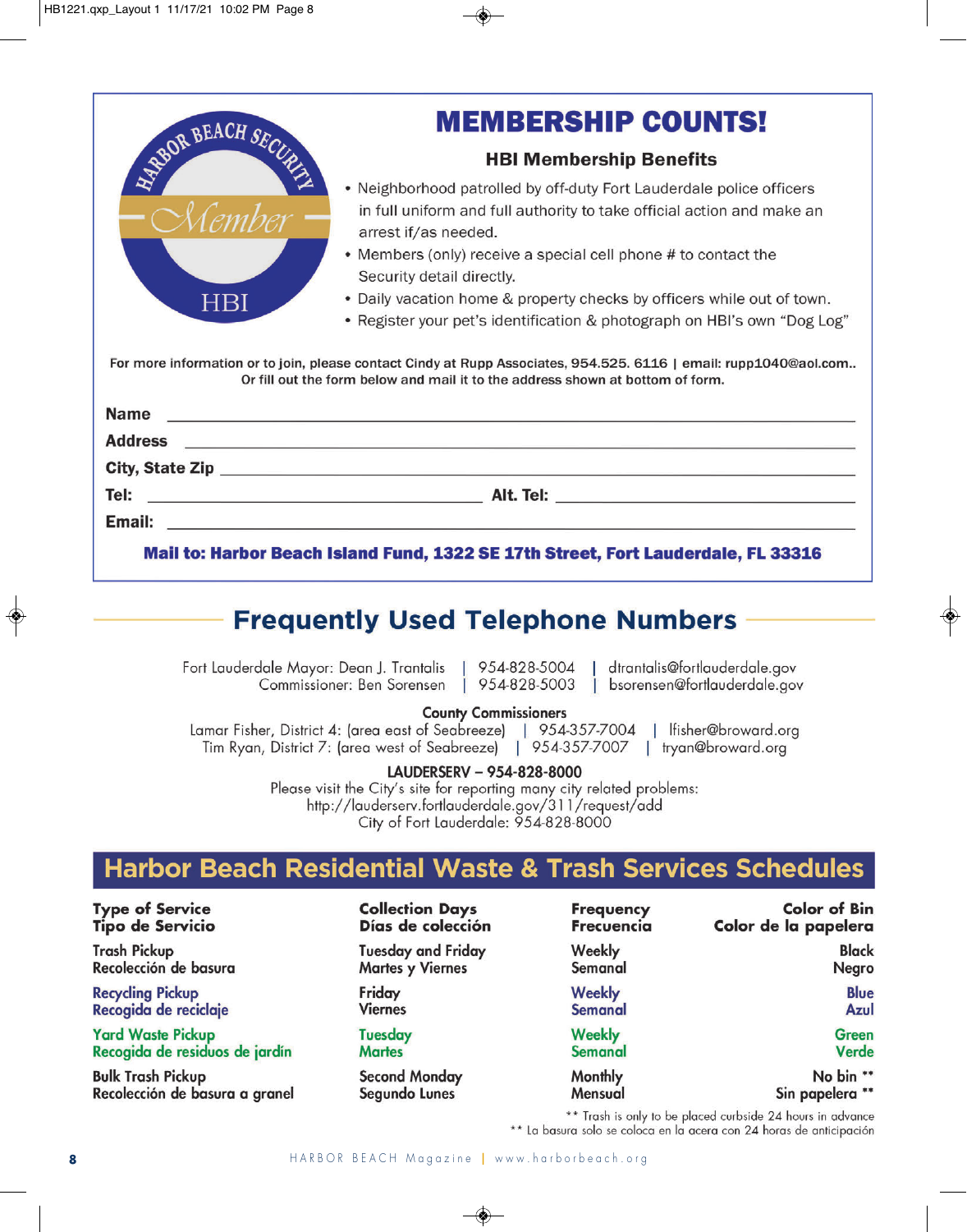# MEMBERSHIP COUNTS!

## HBI Membership Benefits

- Neighborhood patrolled by off-duty Fort Lauderdale police officers in full uniform and full authority to take official action and make an arrest if/as needed.
- Members (only) receive a special cell phone # to contact the Security detail directly.
- Daily vacation home & property checks by officers while out of town.
- Register your pet's identification & photograph on HBI's own "Dog Log"

**For more information or to join, please contact Cindy at Rupp Associates, 954.525. 6116 | email: rupp1040@aol.com.. Or fill out the form below and mail it to the address shown at bottom of form.**

**Name** ______________________________

**Address** ______________________________

**City, State Zip** ______________________________

**Tel:** ____________________ **Alt. Tel:** ____________________

**Email:** ______________________________

**Mail to: Harbor Beach Island Fund, 1322 SE 17th Street, Fort Lauderdale, FL 33316**

## Frequently Used Telephone Numbers

Fort Lauderdale Mayor: Dean J. Trantalis | 954-828-5004 | dtrantalis@fortlauderdale.gov
Commissioner: Ben Sorensen | 954-828-5003 | bsorensen@fortlauderdale.gov

**County Commissioners**

Lamar Fisher, District 4: (area east of Seabreeze) | 954-357-7004 | lfisher@broward.org
Tim Ryan, District 7: (area west of Seabreeze) | 954-357-7007 | tryan@broward.org

**LAUDERSERV – 954-828-8000**

Please visit the City's site for reporting many city related problems:
http://lauderserv.fortlauderdale.gov/311/request/add
City of Fort Lauderdale: 954-828-8000

## Harbor Beach Residential Waste & Trash Services Schedules

| Type of Service / Tipo de Servicio | Collection Days / Días de colección | Frequency / Frecuencia | Color of Bin / Color de la papelera |
|---|---|---|---|
| Trash Pickup / Recolección de basura | Tuesday and Friday / Martes y Viernes | Weekly / Semanal | Black / Negro |
| Recycling Pickup / Recogida de reciclaje | Friday / Viernes | Weekly / Semanal | Blue / Azul |
| Yard Waste Pickup / Recogida de residuos de jardín | Tuesday / Martes | Weekly / Semanal | Green / Verde |
| Bulk Trash Pickup / Recolección de basura a granel | Second Monday / Segundo Lunes | Monthly / Mensual | No bin ** / Sin papelera ** |

** Trash is only to be placed curbside 24 hours in advance
** La basura solo se coloca en la acera con 24 horas de anticipación